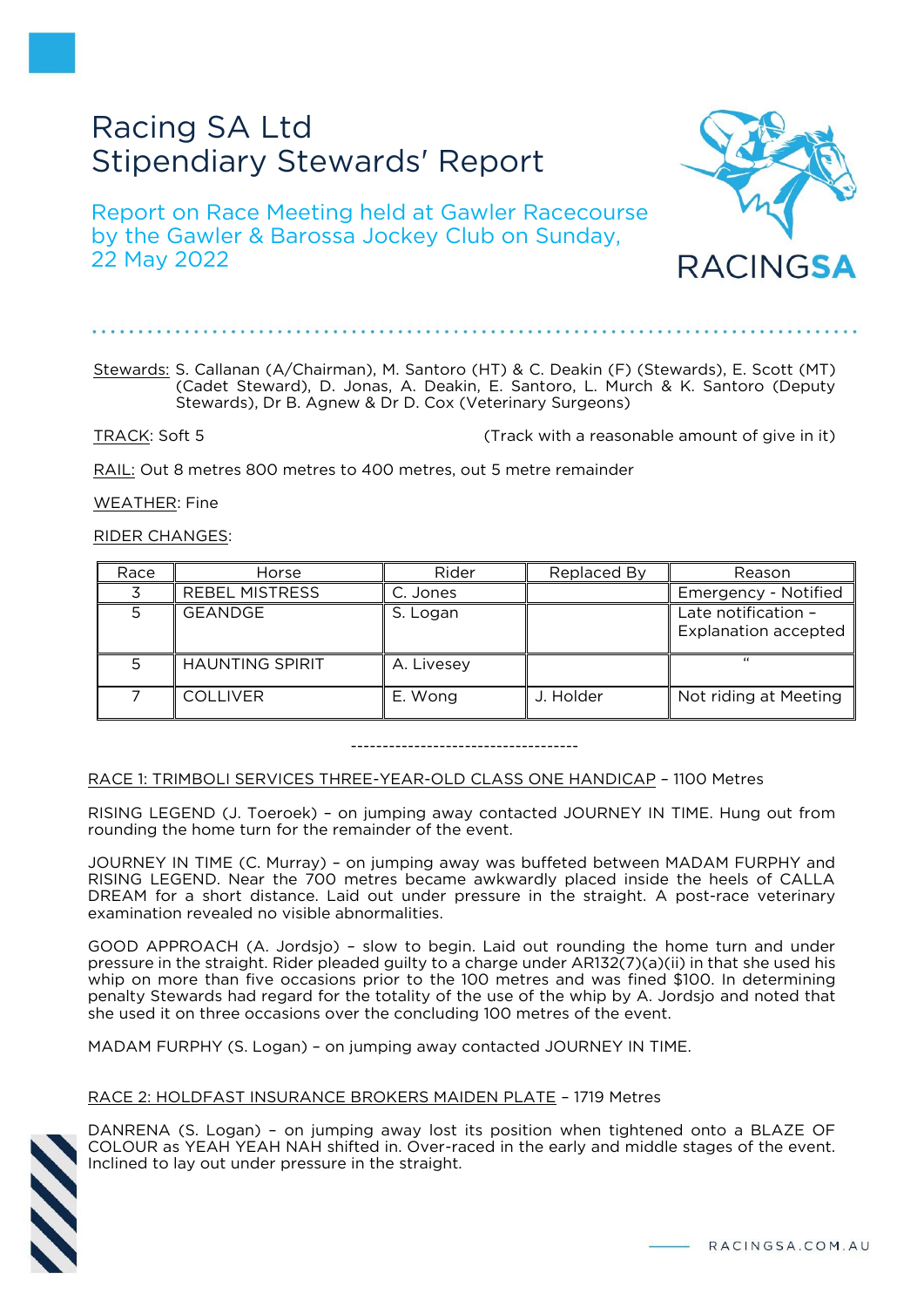# Racing SA Ltd
# Stipendiary Stewards' Report

## Report on Race Meeting held at Gawler Racecourse by the Gawler & Barossa Jockey Club on Sunday, 22 May 2022

Stewards: S. Callanan (A/Chairman), M. Santoro (HT) & C. Deakin (F) (Stewards), E. Scott (MT) (Cadet Steward), D. Jonas, A. Deakin, E. Santoro, L. Murch & K. Santoro (Deputy Stewards), Dr B. Agnew & Dr D. Cox (Veterinary Surgeons)

TRACK: Soft 5 (Track with a reasonable amount of give in it)

RAIL: Out 8 metres 800 metres to 400 metres, out 5 metre remainder

WEATHER: Fine

RIDER CHANGES:

| Race | Horse | Rider | Replaced By | Reason |
|---|---|---|---|---|
| 3 | REBEL MISTRESS | C. Jones | | Emergency - Notified |
| 5 | GEANDGE | S. Logan | | Late notification – Explanation accepted |
| 5 | HAUNTING SPIRIT | A. Livesey | | " |
| 7 | COLLIVER | E. Wong | J. Holder | Not riding at Meeting |

------------------------------------

RACE 1: TRIMBOLI SERVICES THREE-YEAR-OLD CLASS ONE HANDICAP – 1100 Metres

RISING LEGEND (J. Toeroek) – on jumping away contacted JOURNEY IN TIME. Hung out from rounding the home turn for the remainder of the event.

JOURNEY IN TIME (C. Murray) – on jumping away was buffeted between MADAM FURPHY and RISING LEGEND. Near the 700 metres became awkwardly placed inside the heels of CALLA DREAM for a short distance. Laid out under pressure in the straight. A post-race veterinary examination revealed no visible abnormalities.

GOOD APPROACH (A. Jordsjo) – slow to begin. Laid out rounding the home turn and under pressure in the straight. Rider pleaded guilty to a charge under AR132(7)(a)(ii) in that she used his whip on more than five occasions prior to the 100 metres and was fined $100. In determining penalty Stewards had regard for the totality of the use of the whip by A. Jordsjo and noted that she used it on three occasions over the concluding 100 metres of the event.

MADAM FURPHY (S. Logan) – on jumping away contacted JOURNEY IN TIME.

RACE 2: HOLDFAST INSURANCE BROKERS MAIDEN PLATE – 1719 Metres

DANRENA (S. Logan) – on jumping away lost its position when tightened onto a BLAZE OF COLOUR as YEAH YEAH NAH shifted in. Over-raced in the early and middle stages of the event. Inclined to lay out under pressure in the straight.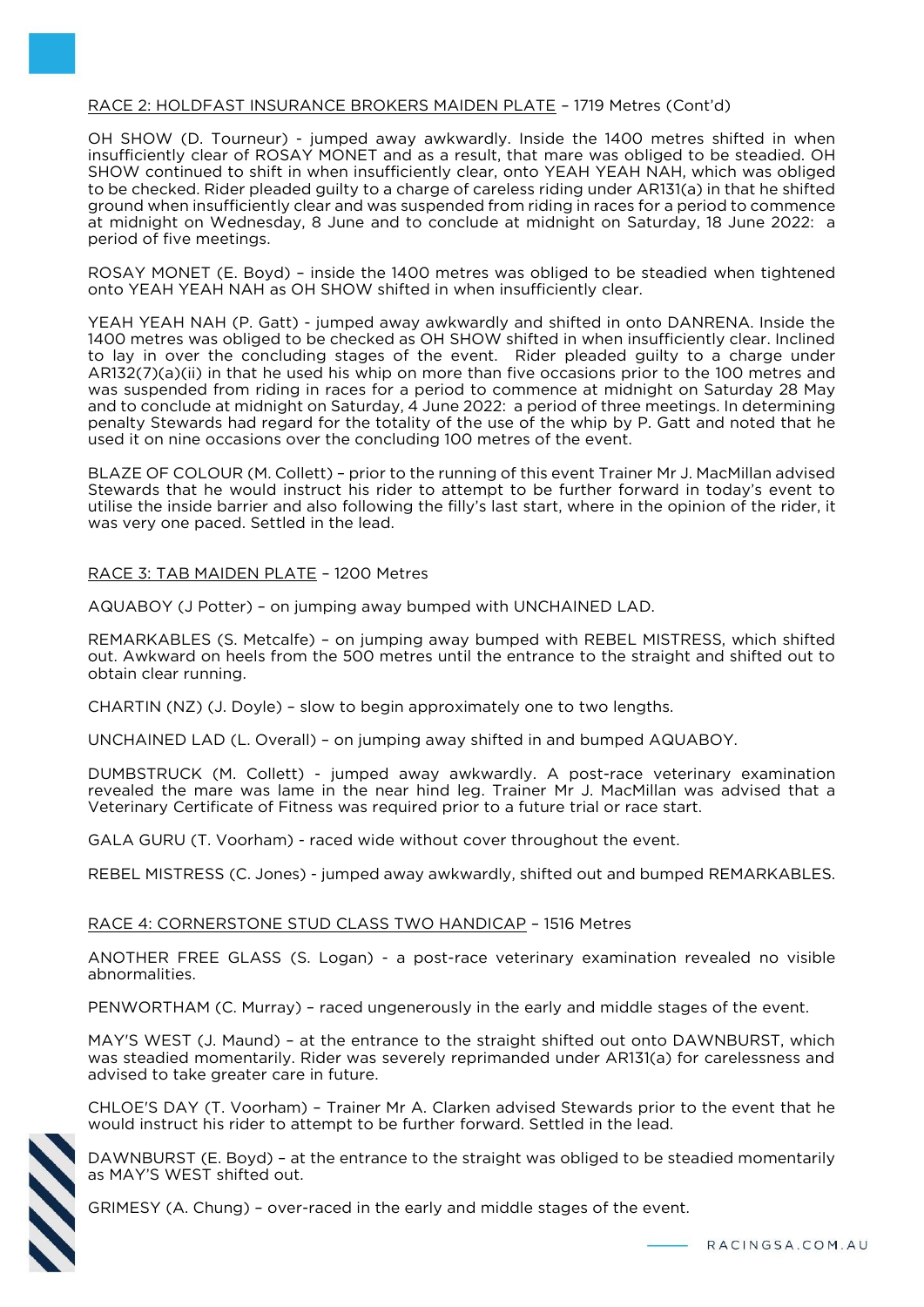RACE 2: HOLDFAST INSURANCE BROKERS MAIDEN PLATE – 1719 Metres (Cont'd)

OH SHOW (D. Tourneur) - jumped away awkwardly. Inside the 1400 metres shifted in when insufficiently clear of ROSAY MONET and as a result, that mare was obliged to be steadied. OH SHOW continued to shift in when insufficiently clear, onto YEAH YEAH NAH, which was obliged to be checked. Rider pleaded guilty to a charge of careless riding under AR131(a) in that he shifted ground when insufficiently clear and was suspended from riding in races for a period to commence at midnight on Wednesday, 8 June and to conclude at midnight on Saturday, 18 June 2022: a period of five meetings.

ROSAY MONET (E. Boyd) – inside the 1400 metres was obliged to be steadied when tightened onto YEAH YEAH NAH as OH SHOW shifted in when insufficiently clear.

YEAH YEAH NAH (P. Gatt) - jumped away awkwardly and shifted in onto DANRENA. Inside the 1400 metres was obliged to be checked as OH SHOW shifted in when insufficiently clear. Inclined to lay in over the concluding stages of the event. Rider pleaded guilty to a charge under AR132(7)(a)(ii) in that he used his whip on more than five occasions prior to the 100 metres and was suspended from riding in races for a period to commence at midnight on Saturday 28 May and to conclude at midnight on Saturday, 4 June 2022: a period of three meetings. In determining penalty Stewards had regard for the totality of the use of the whip by P. Gatt and noted that he used it on nine occasions over the concluding 100 metres of the event.

BLAZE OF COLOUR (M. Collett) – prior to the running of this event Trainer Mr J. MacMillan advised Stewards that he would instruct his rider to attempt to be further forward in today's event to utilise the inside barrier and also following the filly's last start, where in the opinion of the rider, it was very one paced. Settled in the lead.

RACE 3: TAB MAIDEN PLATE – 1200 Metres

AQUABOY (J Potter) – on jumping away bumped with UNCHAINED LAD.

REMARKABLES (S. Metcalfe) – on jumping away bumped with REBEL MISTRESS, which shifted out. Awkward on heels from the 500 metres until the entrance to the straight and shifted out to obtain clear running.

CHARTIN (NZ) (J. Doyle) – slow to begin approximately one to two lengths.

UNCHAINED LAD (L. Overall) – on jumping away shifted in and bumped AQUABOY.

DUMBSTRUCK (M. Collett) - jumped away awkwardly. A post-race veterinary examination revealed the mare was lame in the near hind leg. Trainer Mr J. MacMillan was advised that a Veterinary Certificate of Fitness was required prior to a future trial or race start.

GALA GURU (T. Voorham) - raced wide without cover throughout the event.

REBEL MISTRESS (C. Jones) - jumped away awkwardly, shifted out and bumped REMARKABLES.

RACE 4: CORNERSTONE STUD CLASS TWO HANDICAP – 1516 Metres

ANOTHER FREE GLASS (S. Logan) - a post-race veterinary examination revealed no visible abnormalities.

PENWORTHAM (C. Murray) – raced ungenerously in the early and middle stages of the event.

MAY'S WEST (J. Maund) – at the entrance to the straight shifted out onto DAWNBURST, which was steadied momentarily. Rider was severely reprimanded under AR131(a) for carelessness and advised to take greater care in future.

CHLOE'S DAY (T. Voorham) – Trainer Mr A. Clarken advised Stewards prior to the event that he would instruct his rider to attempt to be further forward. Settled in the lead.

DAWNBURST (E. Boyd) – at the entrance to the straight was obliged to be steadied momentarily as MAY'S WEST shifted out.

GRIMESY (A. Chung) – over-raced in the early and middle stages of the event.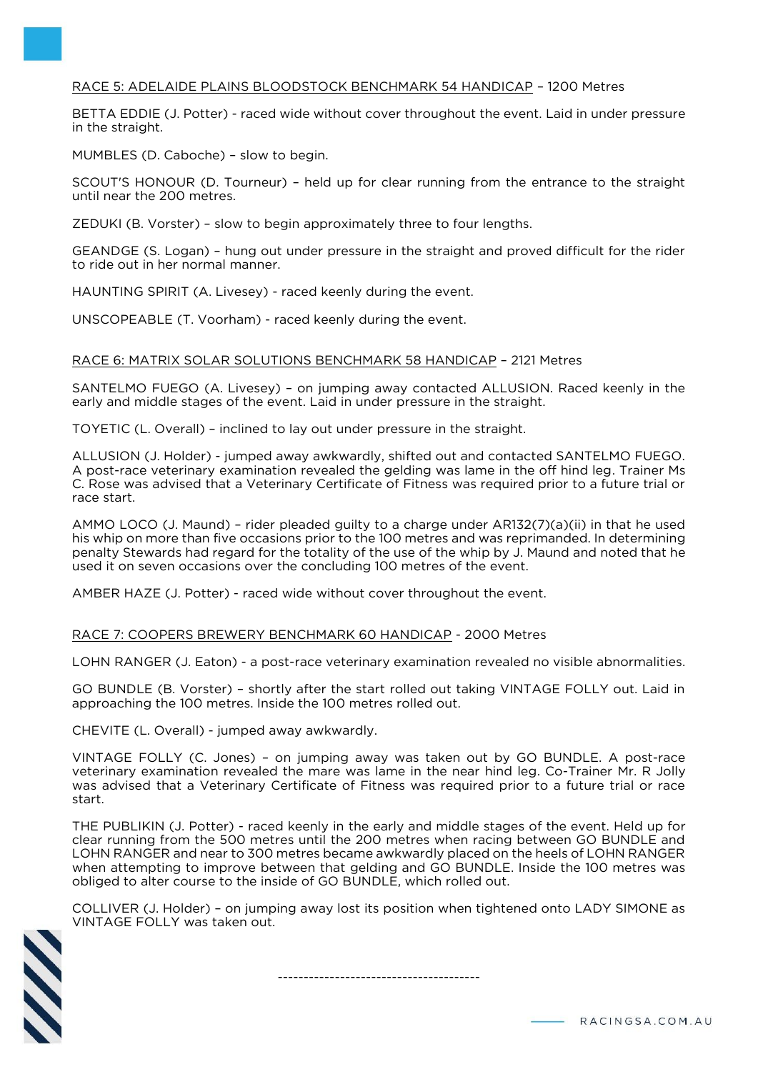<u>RACE 5: ADELAIDE PLAINS BLOODSTOCK BENCHMARK 54 HANDICAP</u> – 1200 Metres

BETTA EDDIE (J. Potter) - raced wide without cover throughout the event. Laid in under pressure in the straight.

MUMBLES (D. Caboche) – slow to begin.

SCOUT'S HONOUR (D. Tourneur) – held up for clear running from the entrance to the straight until near the 200 metres.

ZEDUKI (B. Vorster) – slow to begin approximately three to four lengths.

GEANDGE (S. Logan) – hung out under pressure in the straight and proved difficult for the rider to ride out in her normal manner.

HAUNTING SPIRIT (A. Livesey) - raced keenly during the event.

UNSCOPEABLE (T. Voorham) - raced keenly during the event.

<u>RACE 6: MATRIX SOLAR SOLUTIONS BENCHMARK 58 HANDICAP</u> – 2121 Metres

SANTELMO FUEGO (A. Livesey) – on jumping away contacted ALLUSION. Raced keenly in the early and middle stages of the event. Laid in under pressure in the straight.

TOYETIC (L. Overall) – inclined to lay out under pressure in the straight.

ALLUSION (J. Holder) - jumped away awkwardly, shifted out and contacted SANTELMO FUEGO. A post-race veterinary examination revealed the gelding was lame in the off hind leg. Trainer Ms C. Rose was advised that a Veterinary Certificate of Fitness was required prior to a future trial or race start.

AMMO LOCO (J. Maund) – rider pleaded guilty to a charge under AR132(7)(a)(ii) in that he used his whip on more than five occasions prior to the 100 metres and was reprimanded. In determining penalty Stewards had regard for the totality of the use of the whip by J. Maund and noted that he used it on seven occasions over the concluding 100 metres of the event.

AMBER HAZE (J. Potter) - raced wide without cover throughout the event.

<u>RACE 7: COOPERS BREWERY BENCHMARK 60 HANDICAP</u> - 2000 Metres

LOHN RANGER (J. Eaton) - a post-race veterinary examination revealed no visible abnormalities.

GO BUNDLE (B. Vorster) – shortly after the start rolled out taking VINTAGE FOLLY out. Laid in approaching the 100 metres. Inside the 100 metres rolled out.

CHEVITE (L. Overall) - jumped away awkwardly.

VINTAGE FOLLY (C. Jones) – on jumping away was taken out by GO BUNDLE. A post-race veterinary examination revealed the mare was lame in the near hind leg. Co-Trainer Mr. R Jolly was advised that a Veterinary Certificate of Fitness was required prior to a future trial or race start.

THE PUBLIKIN (J. Potter) - raced keenly in the early and middle stages of the event. Held up for clear running from the 500 metres until the 200 metres when racing between GO BUNDLE and LOHN RANGER and near to 300 metres became awkwardly placed on the heels of LOHN RANGER when attempting to improve between that gelding and GO BUNDLE. Inside the 100 metres was obliged to alter course to the inside of GO BUNDLE, which rolled out.

COLLIVER (J. Holder) – on jumping away lost its position when tightened onto LADY SIMONE as VINTAGE FOLLY was taken out.

---------------------------------------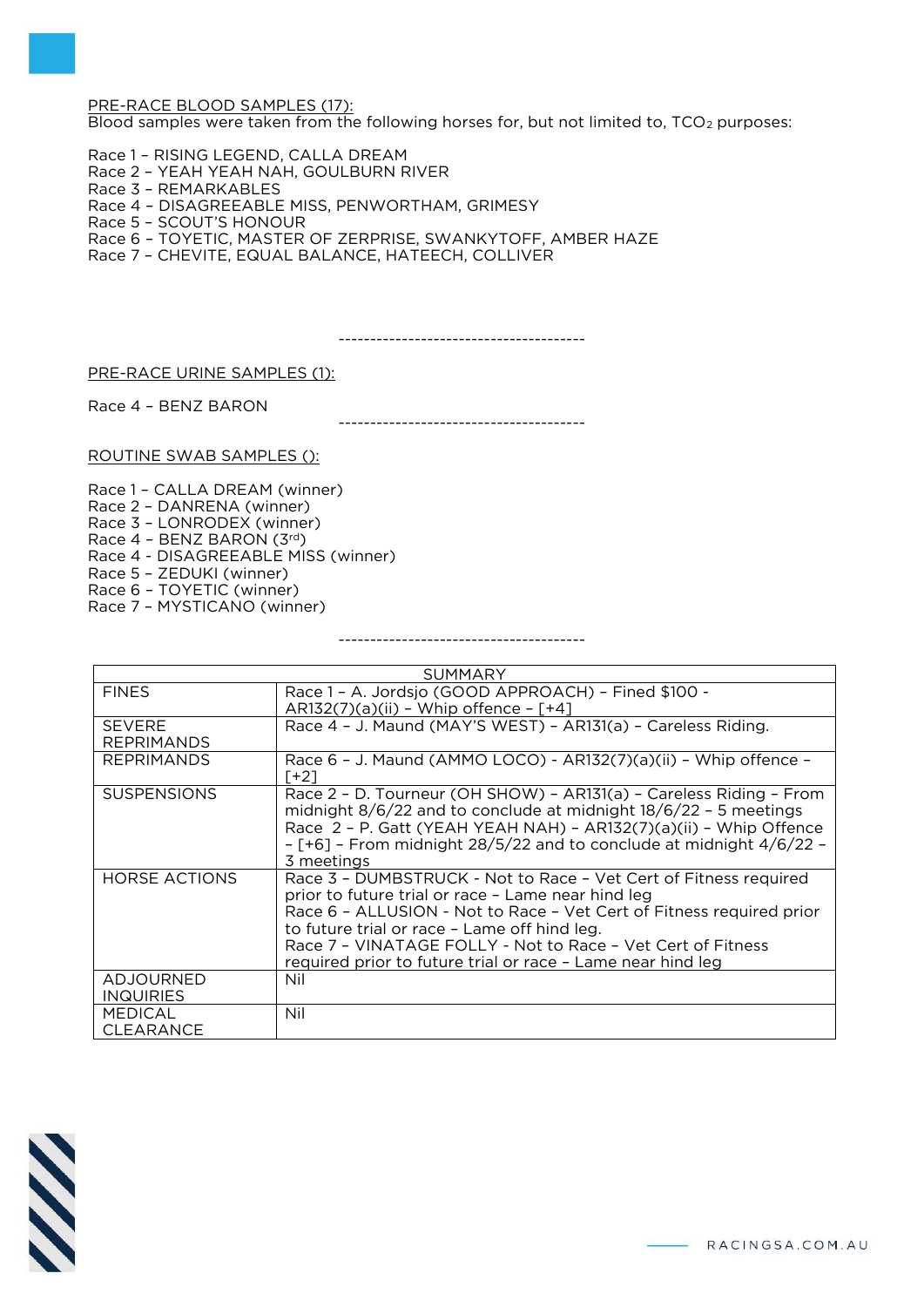PRE-RACE BLOOD SAMPLES (17):

Blood samples were taken from the following horses for, but not limited to, $TCO_2$ purposes:

Race 1 – RISING LEGEND, CALLA DREAM
Race 2 – YEAH YEAH NAH, GOULBURN RIVER
Race 3 – REMARKABLES
Race 4 – DISAGREEABLE MISS, PENWORTHAM, GRIMESY
Race 5 – SCOUT'S HONOUR
Race 6 – TOYETIC, MASTER OF ZERPRISE, SWANKYTOFF, AMBER HAZE
Race 7 – CHEVITE, EQUAL BALANCE, HATEECH, COLLIVER

---------------------------------------

PRE-RACE URINE SAMPLES (1):

Race 4 – BENZ BARON

---------------------------------------

ROUTINE SWAB SAMPLES ():

Race 1 – CALLA DREAM (winner)
Race 2 – DANRENA (winner)
Race 3 – LONRODEX (winner)
Race 4 – BENZ BARON (3rd)
Race 4 - DISAGREEABLE MISS (winner)
Race 5 – ZEDUKI (winner)
Race 6 – TOYETIC (winner)
Race 7 – MYSTICANO (winner)

---------------------------------------

| SUMMARY | |
|---|---|
| FINES | Race 1 – A. Jordsjo (GOOD APPROACH) – Fined $100 - AR132(7)(a)(ii) – Whip offence – [+4] |
| SEVERE REPRIMANDS | Race 4 – J. Maund (MAY'S WEST) – AR131(a) – Careless Riding. |
| REPRIMANDS | Race 6 – J. Maund (AMMO LOCO) – AR132(7)(a)(ii) – Whip offence – [+2] |
| SUSPENSIONS | Race 2 – D. Tourneur (OH SHOW) – AR131(a) – Careless Riding – From midnight 8/6/22 and to conclude at midnight 18/6/22 – 5 meetings<br>Race 2 – P. Gatt (YEAH YEAH NAH) – AR132(7)(a)(ii) – Whip Offence – [+6] – From midnight 28/5/22 and to conclude at midnight 4/6/22 – 3 meetings |
| HORSE ACTIONS | Race 3 – DUMBSTRUCK - Not to Race – Vet Cert of Fitness required prior to future trial or race – Lame near hind leg<br>Race 6 – ALLUSION - Not to Race – Vet Cert of Fitness required prior to future trial or race – Lame off hind leg.<br>Race 7 – VINATAGE FOLLY - Not to Race – Vet Cert of Fitness required prior to future trial or race – Lame near hind leg |
| ADJOURNED INQUIRIES | Nil |
| MEDICAL CLEARANCE | Nil |